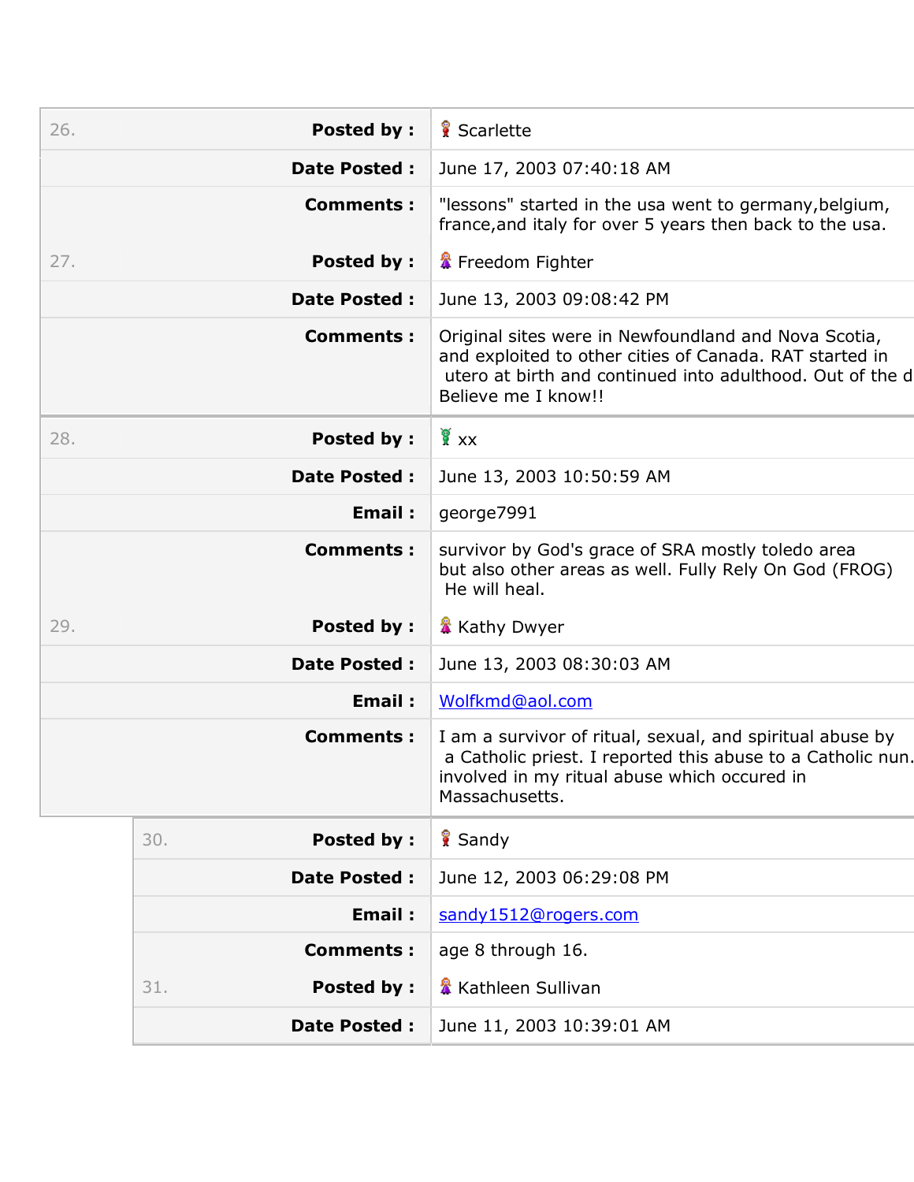| | | |
|---|---|---|
| 26. | **Posted by :** | Scarlette |
| | **Date Posted :** | June 17, 2003 07:40:18 AM |
| | **Comments :** | "lessons" started in the usa went to germany,belgium, france,and italy for over 5 years then back to the usa. |
| 27. | **Posted by :** | Freedom Fighter |
| | **Date Posted :** | June 13, 2003 09:08:42 PM |
| | **Comments :** | Original sites were in Newfoundland and Nova Scotia, and exploited to other cities of Canada. RAT started in utero at birth and continued into adulthood. Out of the d Believe me I know!! |
| 28. | **Posted by :** | xx |
| | **Date Posted :** | June 13, 2003 10:50:59 AM |
| | **Email :** | george7991 |
| | **Comments :** | survivor by God's grace of SRA mostly toledo area but also other areas as well. Fully Rely On God (FROG) He will heal. |
| 29. | **Posted by :** | Kathy Dwyer |
| | **Date Posted :** | June 13, 2003 08:30:03 AM |
| | **Email :** | Wolfkmd@aol.com |
| | **Comments :** | I am a survivor of ritual, sexual, and spiritual abuse by a Catholic priest. I reported this abuse to a Catholic nun. involved in my ritual abuse which occured in Massachusetts. |
| 30. | **Posted by :** | Sandy |
| | **Date Posted :** | June 12, 2003 06:29:08 PM |
| | **Email :** | sandy1512@rogers.com |
| | **Comments :** | age 8 through 16. |
| 31. | **Posted by :** | Kathleen Sullivan |
| | **Date Posted :** | June 11, 2003 10:39:01 AM |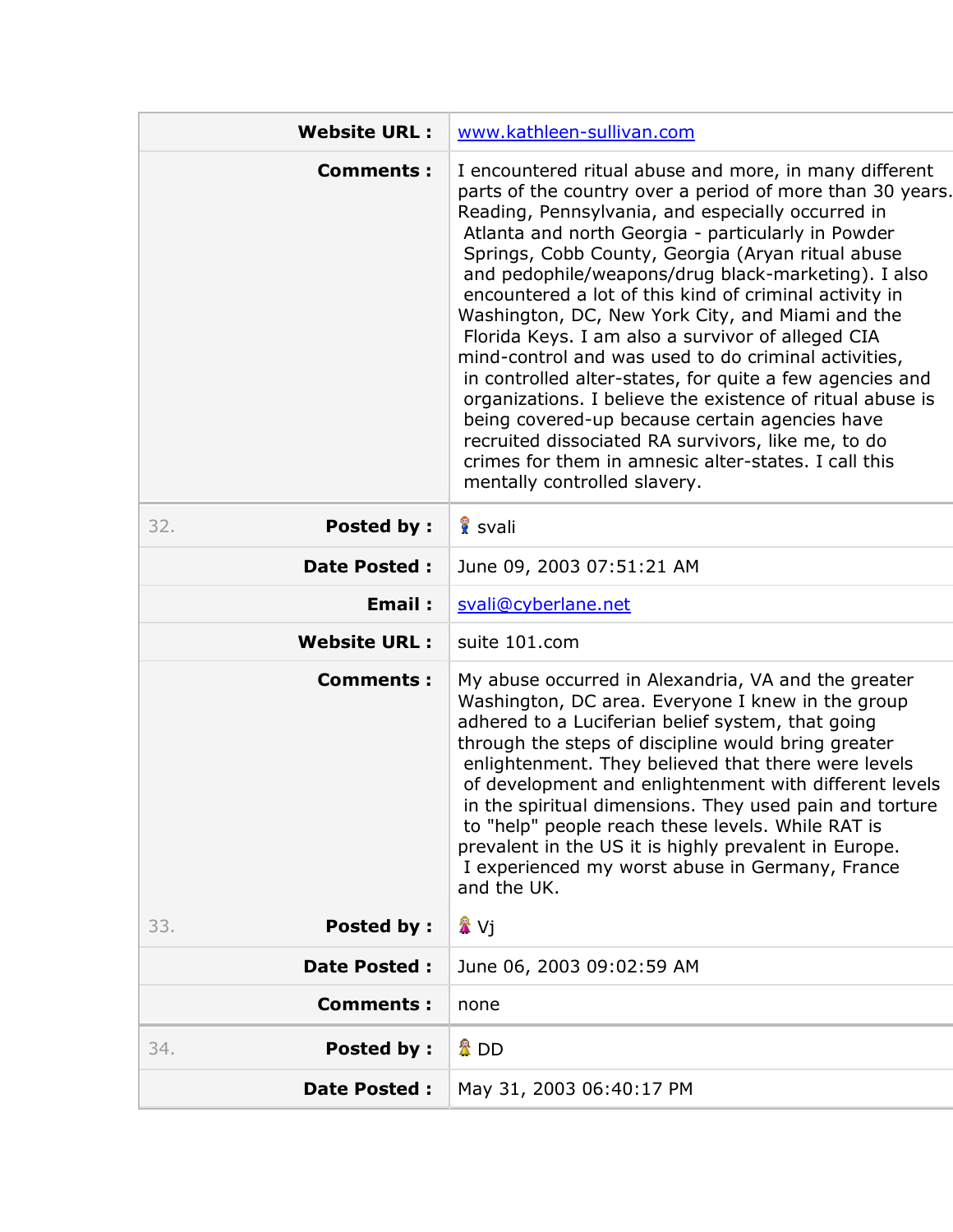| | | |
|---|---|---|
| | **Website URL :** | www.kathleen-sullivan.com |
| | **Comments :** | I encountered ritual abuse and more, in many different parts of the country over a period of more than 30 years. Reading, Pennsylvania, and especially occurred in Atlanta and north Georgia - particularly in Powder Springs, Cobb County, Georgia (Aryan ritual abuse and pedophile/weapons/drug black-marketing). I also encountered a lot of this kind of criminal activity in Washington, DC, New York City, and Miami and the Florida Keys. I am also a survivor of alleged CIA mind-control and was used to do criminal activities, in controlled alter-states, for quite a few agencies and organizations. I believe the existence of ritual abuse is being covered-up because certain agencies have recruited dissociated RA survivors, like me, to do crimes for them in amnesic alter-states. I call this mentally controlled slavery. |
| 32. | **Posted by :** | svali |
| | **Date Posted :** | June 09, 2003 07:51:21 AM |
| | **Email :** | svali@cyberlane.net |
| | **Website URL :** | suite 101.com |
| | **Comments :** | My abuse occurred in Alexandria, VA and the greater Washington, DC area. Everyone I knew in the group adhered to a Luciferian belief system, that going through the steps of discipline would bring greater enlightenment. They believed that there were levels of development and enlightenment with different levels in the spiritual dimensions. They used pain and torture to "help" people reach these levels. While RAT is prevalent in the US it is highly prevalent in Europe. I experienced my worst abuse in Germany, France and the UK. |
| 33. | **Posted by :** | Vj |
| | **Date Posted :** | June 06, 2003 09:02:59 AM |
| | **Comments :** | none |
| 34. | **Posted by :** | DD |
| | **Date Posted :** | May 31, 2003 06:40:17 PM |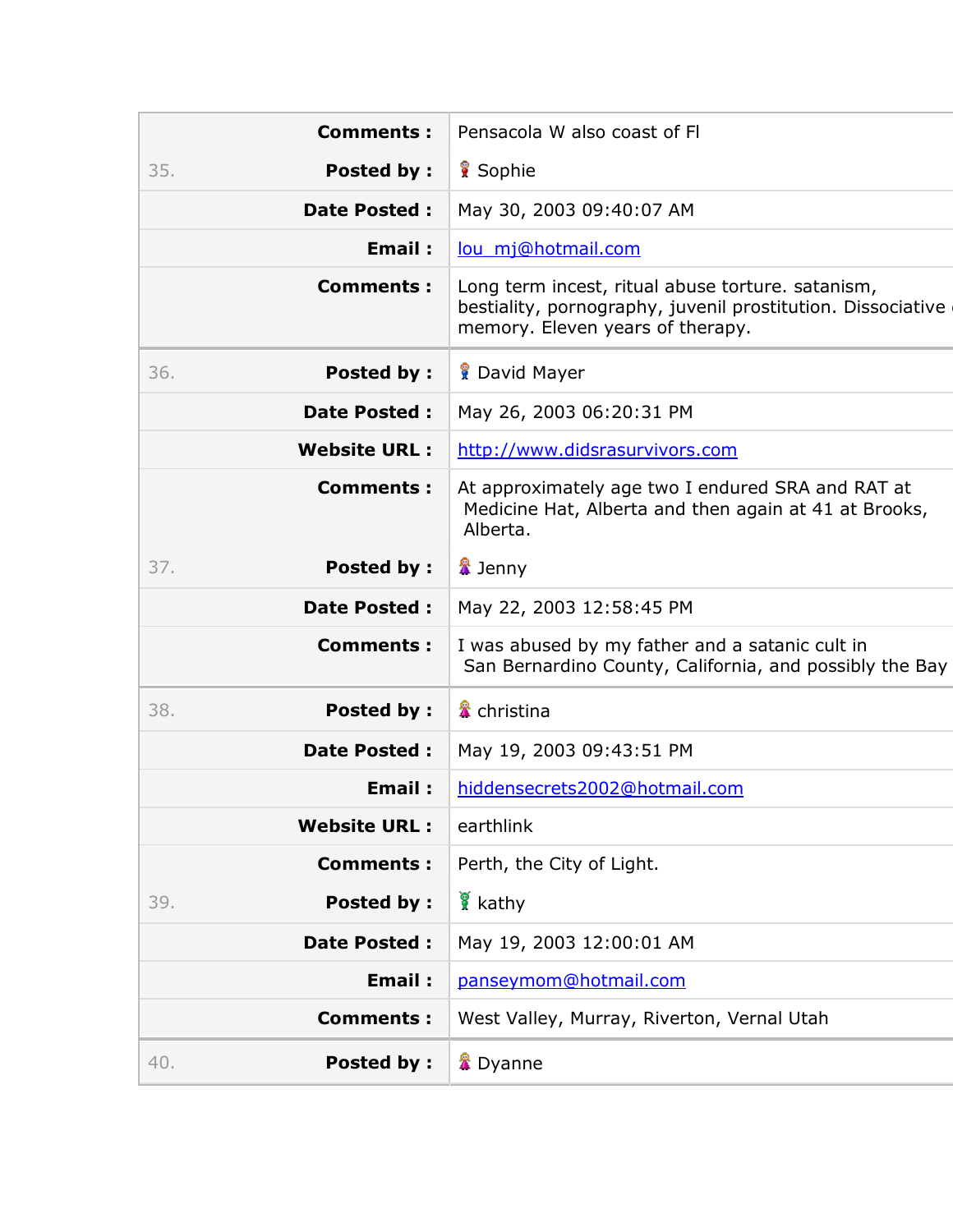| | | |
|---|---|---|
| | **Comments :** | Pensacola W also coast of Fl |
| 35. | **Posted by :** | Sophie |
| | **Date Posted :** | May 30, 2003 09:40:07 AM |
| | **Email :** | lou_mj@hotmail.com |
| | **Comments :** | Long term incest, ritual abuse torture. satanism, bestiality, pornography, juvenil prostitution. Dissociative memory. Eleven years of therapy. |
| 36. | **Posted by :** | David Mayer |
| | **Date Posted :** | May 26, 2003 06:20:31 PM |
| | **Website URL :** | http://www.didsrasurvivors.com |
| | **Comments :** | At approximately age two I endured SRA and RAT at Medicine Hat, Alberta and then again at 41 at Brooks, Alberta. |
| 37. | **Posted by :** | Jenny |
| | **Date Posted :** | May 22, 2003 12:58:45 PM |
| | **Comments :** | I was abused by my father and a satanic cult in San Bernardino County, California, and possibly the Bay |
| 38. | **Posted by :** | christina |
| | **Date Posted :** | May 19, 2003 09:43:51 PM |
| | **Email :** | hiddensecrets2002@hotmail.com |
| | **Website URL :** | earthlink |
| | **Comments :** | Perth, the City of Light. |
| 39. | **Posted by :** | kathy |
| | **Date Posted :** | May 19, 2003 12:00:01 AM |
| | **Email :** | panseymom@hotmail.com |
| | **Comments :** | West Valley, Murray, Riverton, Vernal Utah |
| 40. | **Posted by :** | Dyanne |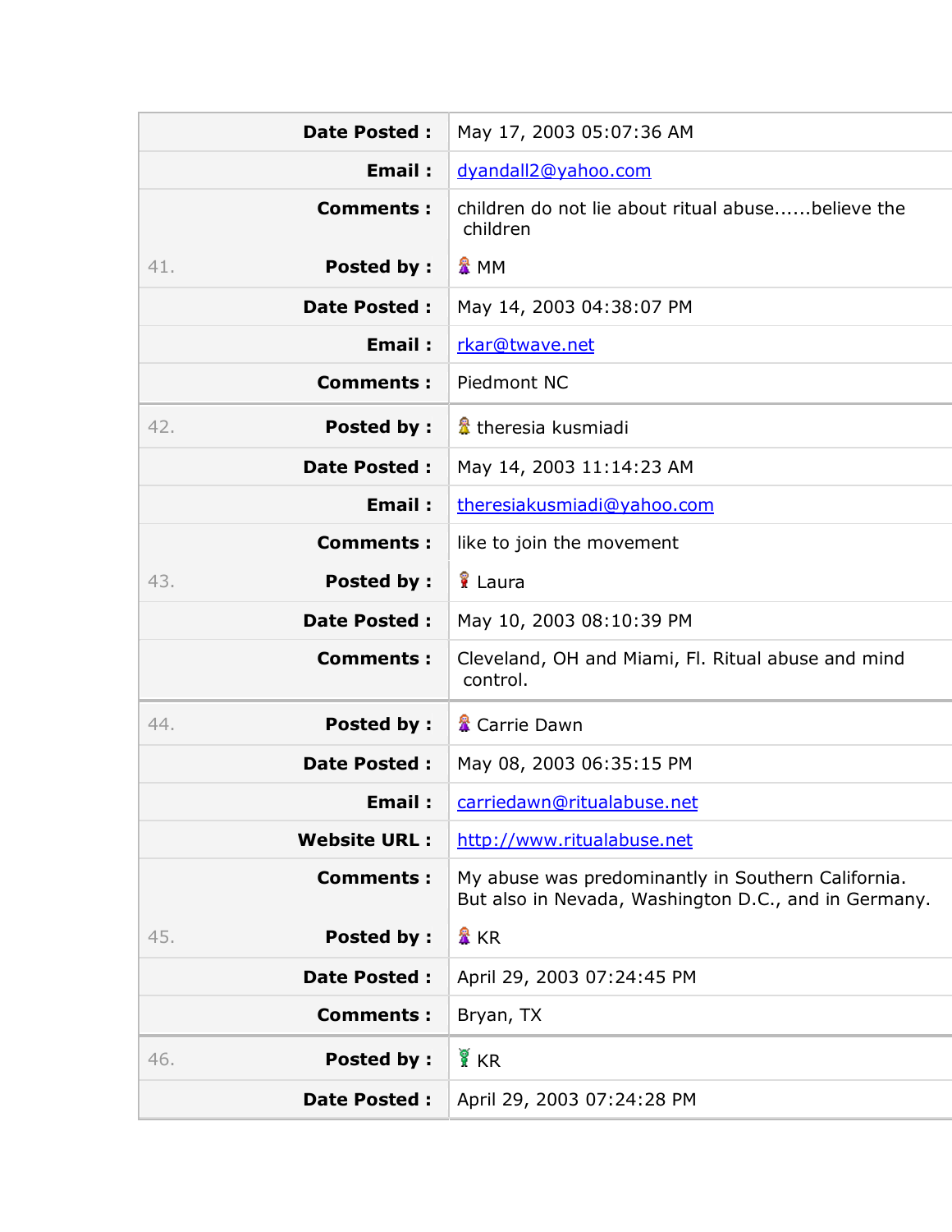| | | |
|---|---|---|
| | **Date Posted :** | May 17, 2003 05:07:36 AM |
| | **Email :** | dyandall2@yahoo.com |
| | **Comments :** | children do not lie about ritual abuse......believe the children |
| 41. | **Posted by :** | MM |
| | **Date Posted :** | May 14, 2003 04:38:07 PM |
| | **Email :** | rkar@twave.net |
| | **Comments :** | Piedmont NC |
| 42. | **Posted by :** | theresia kusmiadi |
| | **Date Posted :** | May 14, 2003 11:14:23 AM |
| | **Email :** | theresiakusmiadi@yahoo.com |
| | **Comments :** | like to join the movement |
| 43. | **Posted by :** | Laura |
| | **Date Posted :** | May 10, 2003 08:10:39 PM |
| | **Comments :** | Cleveland, OH and Miami, Fl. Ritual abuse and mind control. |
| 44. | **Posted by :** | Carrie Dawn |
| | **Date Posted :** | May 08, 2003 06:35:15 PM |
| | **Email :** | carriedawn@ritualabuse.net |
| | **Website URL :** | http://www.ritualabuse.net |
| | **Comments :** | My abuse was predominantly in Southern California. But also in Nevada, Washington D.C., and in Germany. |
| 45. | **Posted by :** | KR |
| | **Date Posted :** | April 29, 2003 07:24:45 PM |
| | **Comments :** | Bryan, TX |
| 46. | **Posted by :** | KR |
| | **Date Posted :** | April 29, 2003 07:24:28 PM |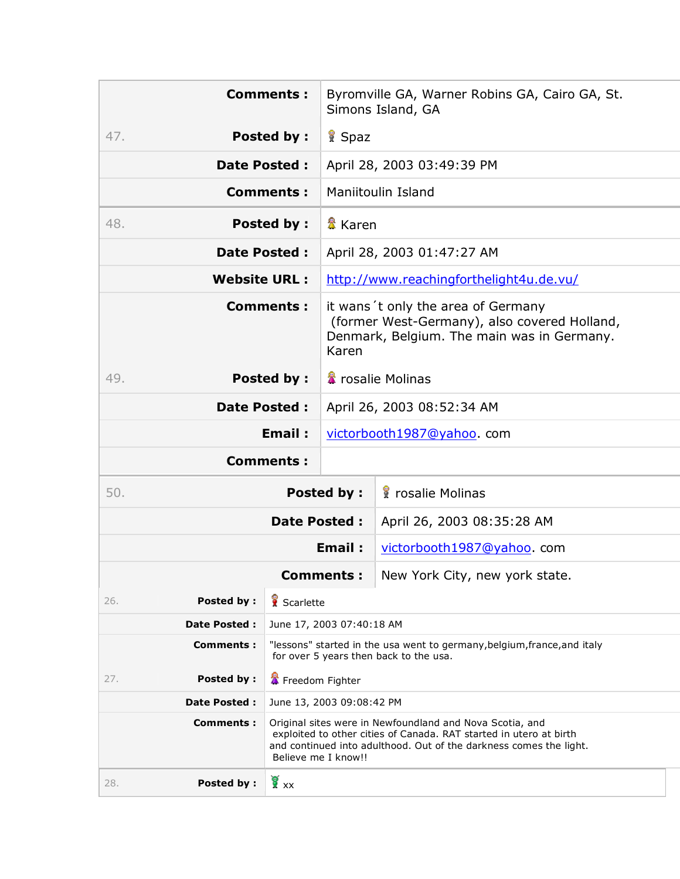| | | |
|---|---|---|
| | **Comments :** | Byromville GA, Warner Robins GA, Cairo GA, St. Simons Island, GA |
| 47. | **Posted by :** | Spaz |
| | **Date Posted :** | April 28, 2003 03:49:39 PM |
| | **Comments :** | Maniitoulin Island |
| 48. | **Posted by :** | Karen |
| | **Date Posted :** | April 28, 2003 01:47:27 AM |
| | **Website URL :** | http://www.reachingforthelight4u.de.vu/ |
| | **Comments :** | it wans´t only the area of Germany (former West-Germany), also covered Holland, Denmark, Belgium. The main was in Germany. Karen |
| 49. | **Posted by :** | rosalie Molinas |
| | **Date Posted :** | April 26, 2003 08:52:34 AM |
| | **Email :** | victorbooth1987@yahoo. com |
| | **Comments :** | |
| 50. | **Posted by :** | rosalie Molinas |
| | **Date Posted :** | April 26, 2003 08:35:28 AM |
| | **Email :** | victorbooth1987@yahoo. com |
| | **Comments :** | New York City, new york state. |

| | | |
|---|---|---|
| 26. | **Posted by :** | Scarlette |
| | **Date Posted :** | June 17, 2003 07:40:18 AM |
| | **Comments :** | "lessons" started in the usa went to germany,belgium,france,and italy for over 5 years then back to the usa. |
| 27. | **Posted by :** | Freedom Fighter |
| | **Date Posted :** | June 13, 2003 09:08:42 PM |
| | **Comments :** | Original sites were in Newfoundland and Nova Scotia, and exploited to other cities of Canada. RAT started in utero at birth and continued into adulthood. Out of the darkness comes the light. Believe me I know!! |
| 28. | **Posted by :** | xx |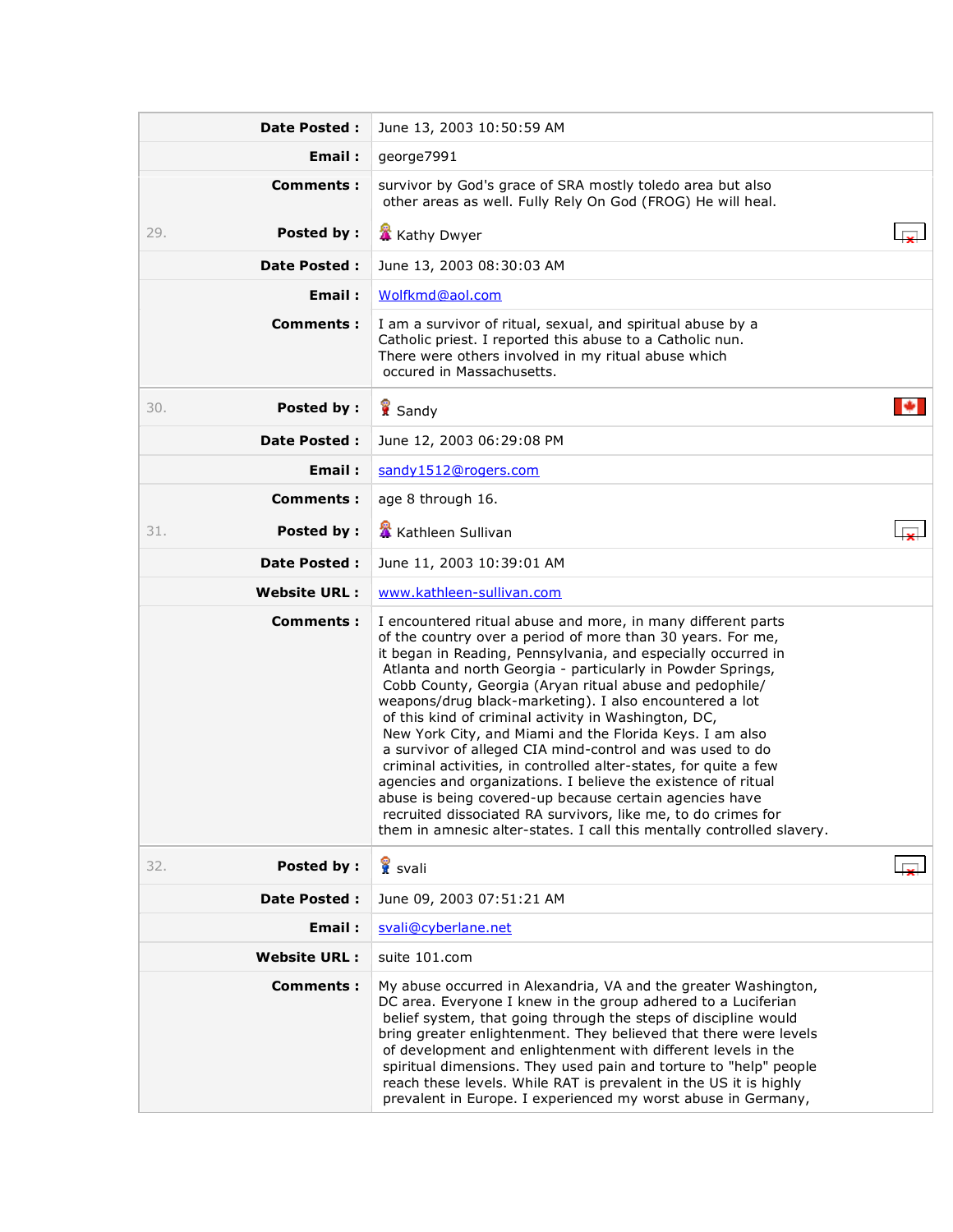| | | |
|---|---|---|
| | **Date Posted :** | June 13, 2003 10:50:59 AM |
| | **Email :** | george7991 |
| | **Comments :** | survivor by God's grace of SRA mostly toledo area but also other areas as well. Fully Rely On God (FROG) He will heal. |
| 29. | **Posted by :** | Kathy Dwyer |
| | **Date Posted :** | June 13, 2003 08:30:03 AM |
| | **Email :** | Wolfkmd@aol.com |
| | **Comments :** | I am a survivor of ritual, sexual, and spiritual abuse by a Catholic priest. I reported this abuse to a Catholic nun. There were others involved in my ritual abuse which occured in Massachusetts. |
| 30. | **Posted by :** | Sandy |
| | **Date Posted :** | June 12, 2003 06:29:08 PM |
| | **Email :** | sandy1512@rogers.com |
| | **Comments :** | age 8 through 16. |
| 31. | **Posted by :** | Kathleen Sullivan |
| | **Date Posted :** | June 11, 2003 10:39:01 AM |
| | **Website URL :** | www.kathleen-sullivan.com |
| | **Comments :** | I encountered ritual abuse and more, in many different parts of the country over a period of more than 30 years. For me, it began in Reading, Pennsylvania, and especially occurred in Atlanta and north Georgia - particularly in Powder Springs, Cobb County, Georgia (Aryan ritual abuse and pedophile/ weapons/drug black-marketing). I also encountered a lot of this kind of criminal activity in Washington, DC, New York City, and Miami and the Florida Keys. I am also a survivor of alleged CIA mind-control and was used to do criminal activities, in controlled alter-states, for quite a few agencies and organizations. I believe the existence of ritual abuse is being covered-up because certain agencies have recruited dissociated RA survivors, like me, to do crimes for them in amnesic alter-states. I call this mentally controlled slavery. |
| 32. | **Posted by :** | svali |
| | **Date Posted :** | June 09, 2003 07:51:21 AM |
| | **Email :** | svali@cyberlane.net |
| | **Website URL :** | suite 101.com |
| | **Comments :** | My abuse occurred in Alexandria, VA and the greater Washington, DC area. Everyone I knew in the group adhered to a Luciferian belief system, that going through the steps of discipline would bring greater enlightenment. They believed that there were levels of development and enlightenment with different levels in the spiritual dimensions. They used pain and torture to "help" people reach these levels. While RAT is prevalent in the US it is highly prevalent in Europe. I experienced my worst abuse in Germany, |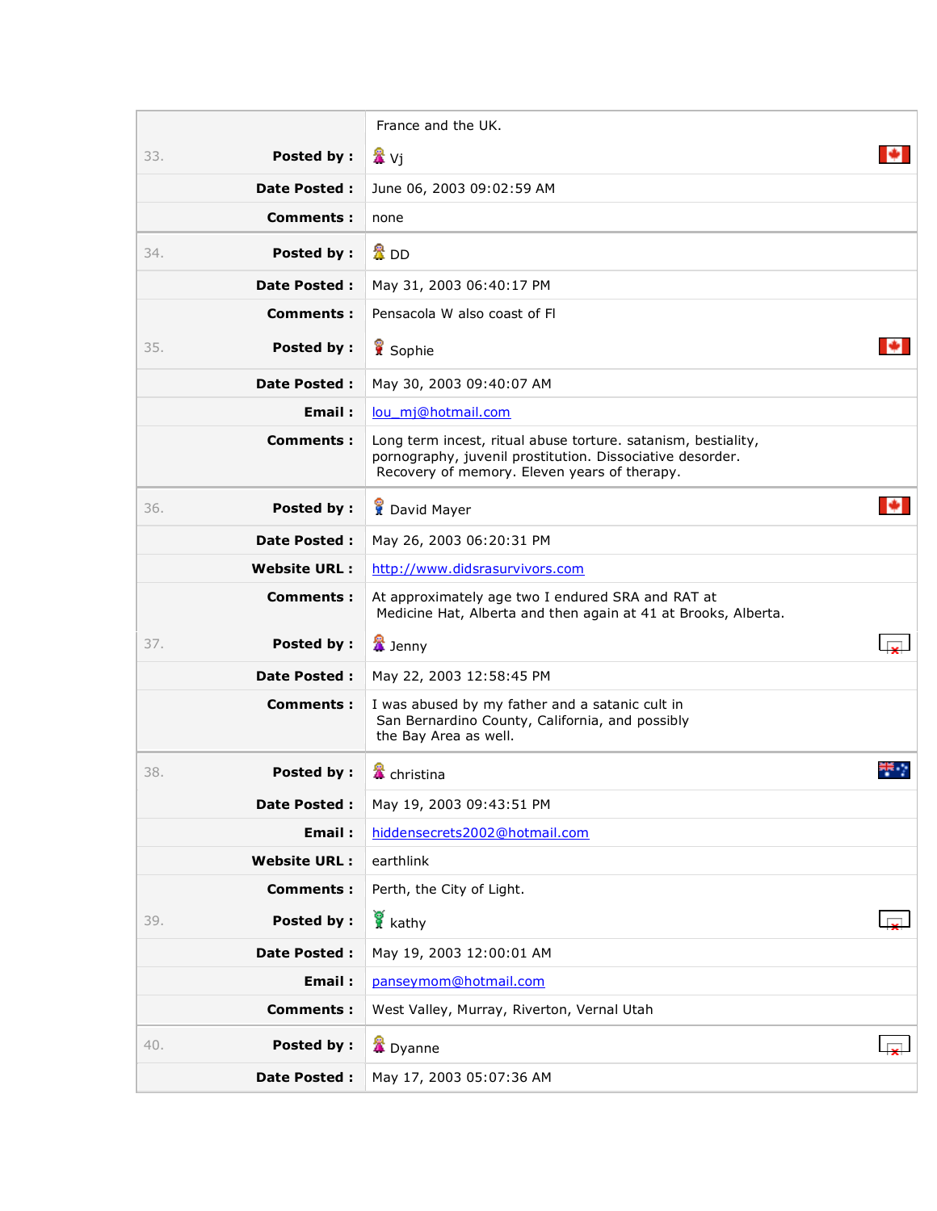| | |
|---|---|
| | France and the UK. |
| 33. **Posted by :** | Vj |
| **Date Posted :** | June 06, 2003 09:02:59 AM |
| **Comments :** | none |
| 34. **Posted by :** | DD |
| **Date Posted :** | May 31, 2003 06:40:17 PM |
| **Comments :** | Pensacola W also coast of Fl |
| 35. **Posted by :** | Sophie |
| **Date Posted :** | May 30, 2003 09:40:07 AM |
| **Email :** | lou_mj@hotmail.com |
| **Comments :** | Long term incest, ritual abuse torture. satanism, bestiality, pornography, juvenil prostitution. Dissociative desorder. Recovery of memory. Eleven years of therapy. |
| 36. **Posted by :** | David Mayer |
| **Date Posted :** | May 26, 2003 06:20:31 PM |
| **Website URL :** | http://www.didsrasurvivors.com |
| **Comments :** | At approximately age two I endured SRA and RAT at Medicine Hat, Alberta and then again at 41 at Brooks, Alberta. |
| 37. **Posted by :** | Jenny |
| **Date Posted :** | May 22, 2003 12:58:45 PM |
| **Comments :** | I was abused by my father and a satanic cult in San Bernardino County, California, and possibly the Bay Area as well. |
| 38. **Posted by :** | christina |
| **Date Posted :** | May 19, 2003 09:43:51 PM |
| **Email :** | hiddensecrets2002@hotmail.com |
| **Website URL :** | earthlink |
| **Comments :** | Perth, the City of Light. |
| 39. **Posted by :** | kathy |
| **Date Posted :** | May 19, 2003 12:00:01 AM |
| **Email :** | panseymom@hotmail.com |
| **Comments :** | West Valley, Murray, Riverton, Vernal Utah |
| 40. **Posted by :** | Dyanne |
| **Date Posted :** | May 17, 2003 05:07:36 AM |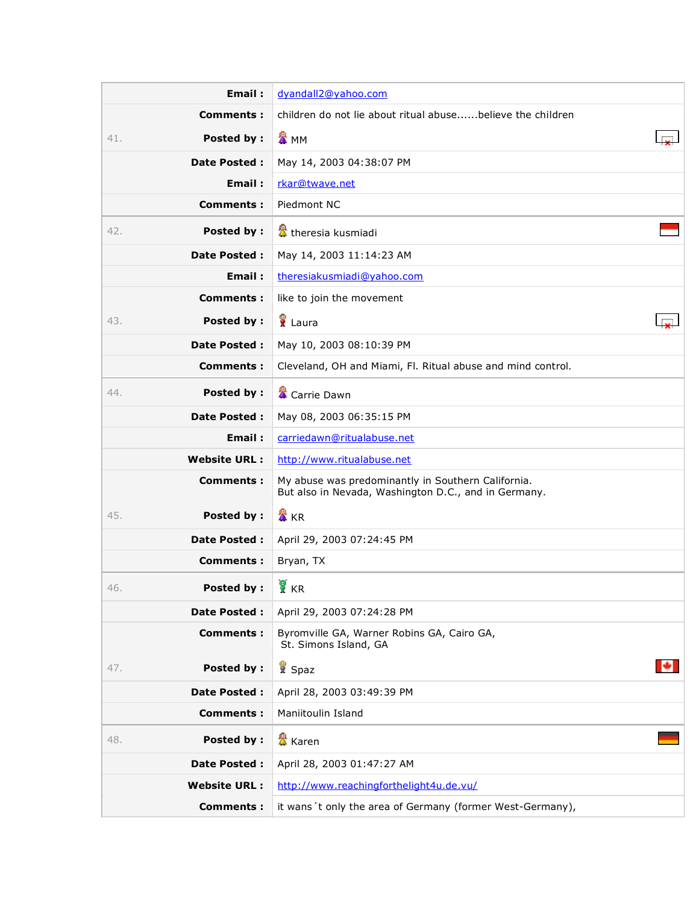| | | |
|---|---|---|
| | **Email :** | dyandall2@yahoo.com |
| | **Comments :** | children do not lie about ritual abuse......believe the children |
| 41. | **Posted by :** | MM |
| | **Date Posted :** | May 14, 2003 04:38:07 PM |
| | **Email :** | rkar@twave.net |
| | **Comments :** | Piedmont NC |
| 42. | **Posted by :** | theresia kusmiadi |
| | **Date Posted :** | May 14, 2003 11:14:23 AM |
| | **Email :** | theresiakusmiadi@yahoo.com |
| | **Comments :** | like to join the movement |
| 43. | **Posted by :** | Laura |
| | **Date Posted :** | May 10, 2003 08:10:39 PM |
| | **Comments :** | Cleveland, OH and Miami, Fl. Ritual abuse and mind control. |
| 44. | **Posted by :** | Carrie Dawn |
| | **Date Posted :** | May 08, 2003 06:35:15 PM |
| | **Email :** | carriedawn@ritualabuse.net |
| | **Website URL :** | http://www.ritualabuse.net |
| | **Comments :** | My abuse was predominantly in Southern California. But also in Nevada, Washington D.C., and in Germany. |
| 45. | **Posted by :** | KR |
| | **Date Posted :** | April 29, 2003 07:24:45 PM |
| | **Comments :** | Bryan, TX |
| 46. | **Posted by :** | KR |
| | **Date Posted :** | April 29, 2003 07:24:28 PM |
| | **Comments :** | Byromville GA, Warner Robins GA, Cairo GA, St. Simons Island, GA |
| 47. | **Posted by :** | Spaz |
| | **Date Posted :** | April 28, 2003 03:49:39 PM |
| | **Comments :** | Maniitoulin Island |
| 48. | **Posted by :** | Karen |
| | **Date Posted :** | April 28, 2003 01:47:27 AM |
| | **Website URL :** | http://www.reachingforthelight4u.de.vu/ |
| | **Comments :** | it wans´t only the area of Germany (former West-Germany), |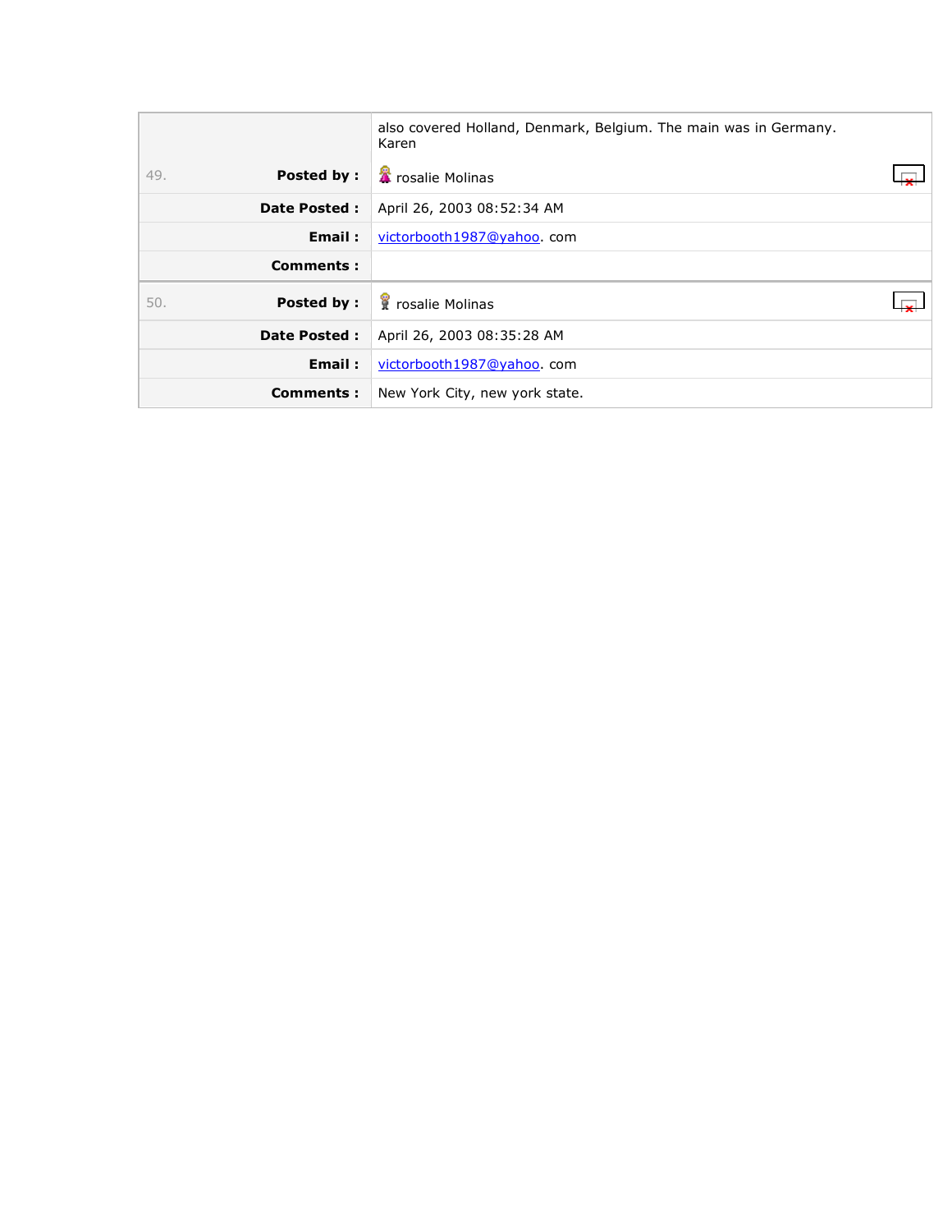| | | |
|---|---|---|
| | | also covered Holland, Denmark, Belgium. The main was in Germany.<br>Karen |
| 49. | **Posted by :** | rosalie Molinas |
| | **Date Posted :** | April 26, 2003 08:52:34 AM |
| | **Email :** | victorbooth1987@yahoo. com |
| | **Comments :** | |

| | | |
|---|---|---|
| 50. | **Posted by :** | rosalie Molinas |
| | **Date Posted :** | April 26, 2003 08:35:28 AM |
| | **Email :** | victorbooth1987@yahoo. com |
| | **Comments :** | New York City, new york state. |